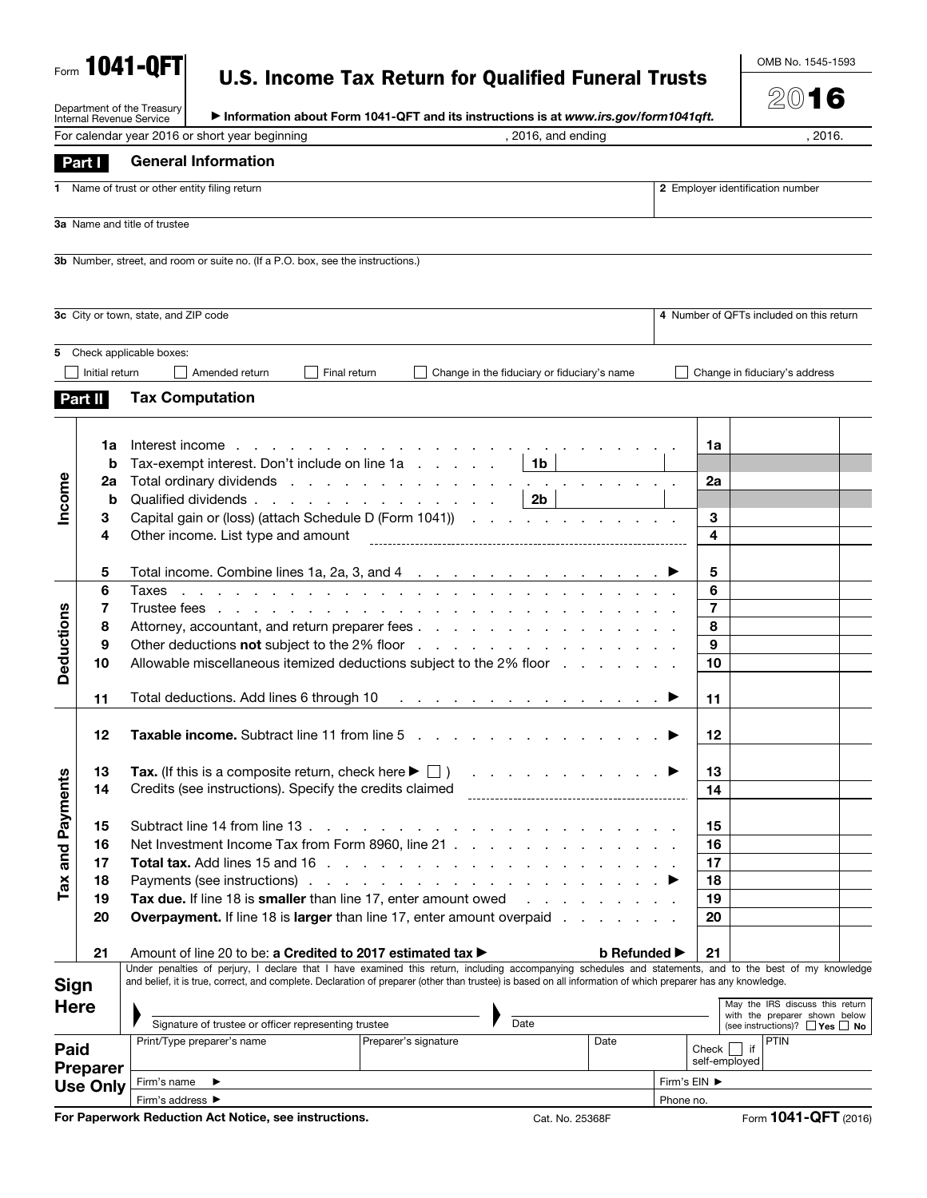Form **1041-QFT**

Department of the Treasury
Internal Revenue Service

# U.S. Income Tax Return for Qualified Funeral Trusts

▶ **Information about Form 1041-QFT and its instructions is at *www.irs.gov/form1041qft.***

OMB No. 1545-1593

**2016**

For calendar year 2016 or short year beginning , 2016, and ending , 2016.

## Part I General Information

| | |
|---|---|
| **1** Name of trust or other entity filing return | **2** Employer identification number |
| **3a** Name and title of trustee | |
| **3b** Number, street, and room or suite no. (If a P.O. box, see the instructions.) | |
| **3c** City or town, state, and ZIP code | **4** Number of QFTs included on this return |

**5** Check applicable boxes:

☐ Initial return ☐ Amended return ☐ Final return ☐ Change in the fiduciary or fiduciary's name ☐ Change in fiduciary's address

## Part II Tax Computation

| Section | Line | Description | | Line | Amount |
|---|---|---|---|---|---|
| **Income** | **1a** | Interest income | | **1a** | |
| | **b** | Tax-exempt interest. Don't include on line 1a | **1b** | | |
| | **2a** | Total ordinary dividends | | **2a** | |
| | **b** | Qualified dividends | **2b** | | |
| | **3** | Capital gain or (loss) (attach Schedule D (Form 1041)) | | **3** | |
| | **4** | Other income. List type and amount | | **4** | |
| | **5** | Total income. Combine lines 1a, 2a, 3, and 4 ▶ | | **5** | |
| **Deductions** | **6** | Taxes | | **6** | |
| | **7** | Trustee fees | | **7** | |
| | **8** | Attorney, accountant, and return preparer fees | | **8** | |
| | **9** | Other deductions **not** subject to the 2% floor | | **9** | |
| | **10** | Allowable miscellaneous itemized deductions subject to the 2% floor | | **10** | |
| | **11** | Total deductions. Add lines 6 through 10 ▶ | | **11** | |
| **Tax and Payments** | **12** | **Taxable income.** Subtract line 11 from line 5 ▶ | | **12** | |
| | **13** | **Tax.** (If this is a composite return, check here ▶ ☐ ) ▶ | | **13** | |
| | **14** | Credits (see instructions). Specify the credits claimed | | **14** | |
| | **15** | Subtract line 14 from line 13 | | **15** | |
| | **16** | Net Investment Income Tax from Form 8960, line 21 | | **16** | |
| | **17** | **Total tax.** Add lines 15 and 16 | | **17** | |
| | **18** | Payments (see instructions) ▶ | | **18** | |
| | **19** | **Tax due.** If line 18 is **smaller** than line 17, enter amount owed | | **19** | |
| | **20** | **Overpayment.** If line 18 is **larger** than line 17, enter amount overpaid | | **20** | |
| | **21** | Amount of line 20 to be: **a Credited to 2017 estimated tax ▶** **b Refunded ▶** | | **21** | |

**Sign Here**

Under penalties of perjury, I declare that I have examined this return, including accompanying schedules and statements, and to the best of my knowledge and belief, it is true, correct, and complete. Declaration of preparer (other than trustee) is based on all information of which preparer has any knowledge.

▶ Signature of trustee or officer representing trustee ▶ Date

May the IRS discuss this return with the preparer shown below (see instructions)? ☐ **Yes** ☐ **No**

**Paid Preparer Use Only**

| Print/Type preparer's name | Preparer's signature | Date | Check ☐ if self-employed | PTIN |
|---|---|---|---|---|
| Firm's name ▶ | | | Firm's EIN ▶ | |
| Firm's address ▶ | | | Phone no. | |

**For Paperwork Reduction Act Notice, see instructions.** Cat. No. 25368F Form **1041-QFT** (2016)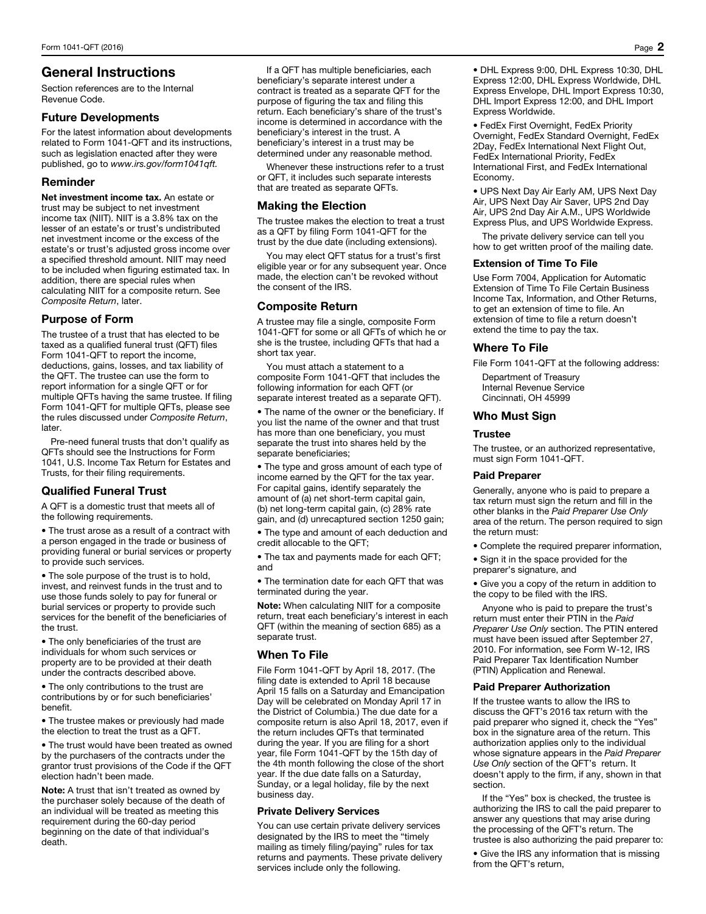# General Instructions

Section references are to the Internal Revenue Code.

## Future Developments

For the latest information about developments related to Form 1041-QFT and its instructions, such as legislation enacted after they were published, go to *www.irs.gov/form1041qft.*

## Reminder

**Net investment income tax.** An estate or trust may be subject to net investment income tax (NIIT). NIIT is a 3.8% tax on the lesser of an estate's or trust's undistributed net investment income or the excess of the estate's or trust's adjusted gross income over a specified threshold amount. NIIT may need to be included when figuring estimated tax. In addition, there are special rules when calculating NIIT for a composite return. See *Composite Return*, later.

## Purpose of Form

The trustee of a trust that has elected to be taxed as a qualified funeral trust (QFT) files Form 1041-QFT to report the income, deductions, gains, losses, and tax liability of the QFT. The trustee can use the form to report information for a single QFT or for multiple QFTs having the same trustee. If filing Form 1041-QFT for multiple QFTs, please see the rules discussed under *Composite Return*, later.

Pre-need funeral trusts that don't qualify as QFTs should see the Instructions for Form 1041, U.S. Income Tax Return for Estates and Trusts, for their filing requirements.

## Qualified Funeral Trust

A QFT is a domestic trust that meets all of the following requirements.

- The trust arose as a result of a contract with a person engaged in the trade or business of providing funeral or burial services or property to provide such services.
- The sole purpose of the trust is to hold, invest, and reinvest funds in the trust and to use those funds solely to pay for funeral or burial services or property to provide such services for the benefit of the beneficiaries of the trust.
- The only beneficiaries of the trust are individuals for whom such services or property are to be provided at their death under the contracts described above.
- The only contributions to the trust are contributions by or for such beneficiaries' benefit.
- The trustee makes or previously had made the election to treat the trust as a QFT.
- The trust would have been treated as owned by the purchasers of the contracts under the grantor trust provisions of the Code if the QFT election hadn't been made.

**Note:** A trust that isn't treated as owned by the purchaser solely because of the death of an individual will be treated as meeting this requirement during the 60-day period beginning on the date of that individual's death.

If a QFT has multiple beneficiaries, each beneficiary's separate interest under a contract is treated as a separate QFT for the purpose of figuring the tax and filing this return. Each beneficiary's share of the trust's income is determined in accordance with the beneficiary's interest in the trust. A beneficiary's interest in a trust may be determined under any reasonable method.

Whenever these instructions refer to a trust or QFT, it includes such separate interests that are treated as separate QFTs.

## Making the Election

The trustee makes the election to treat a trust as a QFT by filing Form 1041-QFT for the trust by the due date (including extensions).

You may elect QFT status for a trust's first eligible year or for any subsequent year. Once made, the election can't be revoked without the consent of the IRS.

## Composite Return

A trustee may file a single, composite Form 1041-QFT for some or all QFTs of which he or she is the trustee, including QFTs that had a short tax year.

You must attach a statement to a composite Form 1041-QFT that includes the following information for each QFT (or separate interest treated as a separate QFT).

- The name of the owner or the beneficiary. If you list the name of the owner and that trust has more than one beneficiary, you must separate the trust into shares held by the separate beneficiaries;
- The type and gross amount of each type of income earned by the QFT for the tax year. For capital gains, identify separately the amount of (a) net short-term capital gain, (b) net long-term capital gain, (c) 28% rate gain, and (d) unrecaptured section 1250 gain;
- The type and amount of each deduction and credit allocable to the QFT;
- The tax and payments made for each QFT; and
- The termination date for each QFT that was terminated during the year.

**Note:** When calculating NIIT for a composite return, treat each beneficiary's interest in each QFT (within the meaning of section 685) as a separate trust.

## When To File

File Form 1041-QFT by April 18, 2017. (The filing date is extended to April 18 because April 15 falls on a Saturday and Emancipation Day will be celebrated on Monday April 17 in the District of Columbia.) The due date for a composite return is also April 18, 2017, even if the return includes QFTs that terminated during the year. If you are filing for a short year, file Form 1041-QFT by the 15th day of the 4th month following the close of the short year. If the due date falls on a Saturday, Sunday, or a legal holiday, file by the next business day.

### Private Delivery Services

You can use certain private delivery services designated by the IRS to meet the "timely mailing as timely filing/paying" rules for tax returns and payments. These private delivery services include only the following.

- DHL Express 9:00, DHL Express 10:30, DHL Express 12:00, DHL Express Worldwide, DHL Express Envelope, DHL Import Express 10:30, DHL Import Express 12:00, and DHL Import Express Worldwide.
- FedEx First Overnight, FedEx Priority Overnight, FedEx Standard Overnight, FedEx 2Day, FedEx International Next Flight Out, FedEx International Priority, FedEx International First, and FedEx International Economy.
- UPS Next Day Air Early AM, UPS Next Day Air, UPS Next Day Air Saver, UPS 2nd Day Air, UPS 2nd Day Air A.M., UPS Worldwide Express Plus, and UPS Worldwide Express.

The private delivery service can tell you how to get written proof of the mailing date.

### Extension of Time To File

Use Form 7004, Application for Automatic Extension of Time To File Certain Business Income Tax, Information, and Other Returns, to get an extension of time to file. An extension of time to file a return doesn't extend the time to pay the tax.

## Where To File

File Form 1041-QFT at the following address:

Department of Treasury
Internal Revenue Service
Cincinnati, OH 45999

## Who Must Sign

### Trustee

The trustee, or an authorized representative, must sign Form 1041-QFT.

### Paid Preparer

Generally, anyone who is paid to prepare a tax return must sign the return and fill in the other blanks in the *Paid Preparer Use Only* area of the return. The person required to sign the return must:

- Complete the required preparer information,
- Sign it in the space provided for the preparer's signature, and
- Give you a copy of the return in addition to the copy to be filed with the IRS.

Anyone who is paid to prepare the trust's return must enter their PTIN in the *Paid Preparer Use Only* section. The PTIN entered must have been issued after September 27, 2010. For information, see Form W-12, IRS Paid Preparer Tax Identification Number (PTIN) Application and Renewal.

### Paid Preparer Authorization

If the trustee wants to allow the IRS to discuss the QFT's 2016 tax return with the paid preparer who signed it, check the "Yes" box in the signature area of the return. This authorization applies only to the individual whose signature appears in the *Paid Preparer Use Only* section of the QFT's return. It doesn't apply to the firm, if any, shown in that section.

If the "Yes" box is checked, the trustee is authorizing the IRS to call the paid preparer to answer any questions that may arise during the processing of the QFT's return. The trustee is also authorizing the paid preparer to:

- Give the IRS any information that is missing from the QFT's return,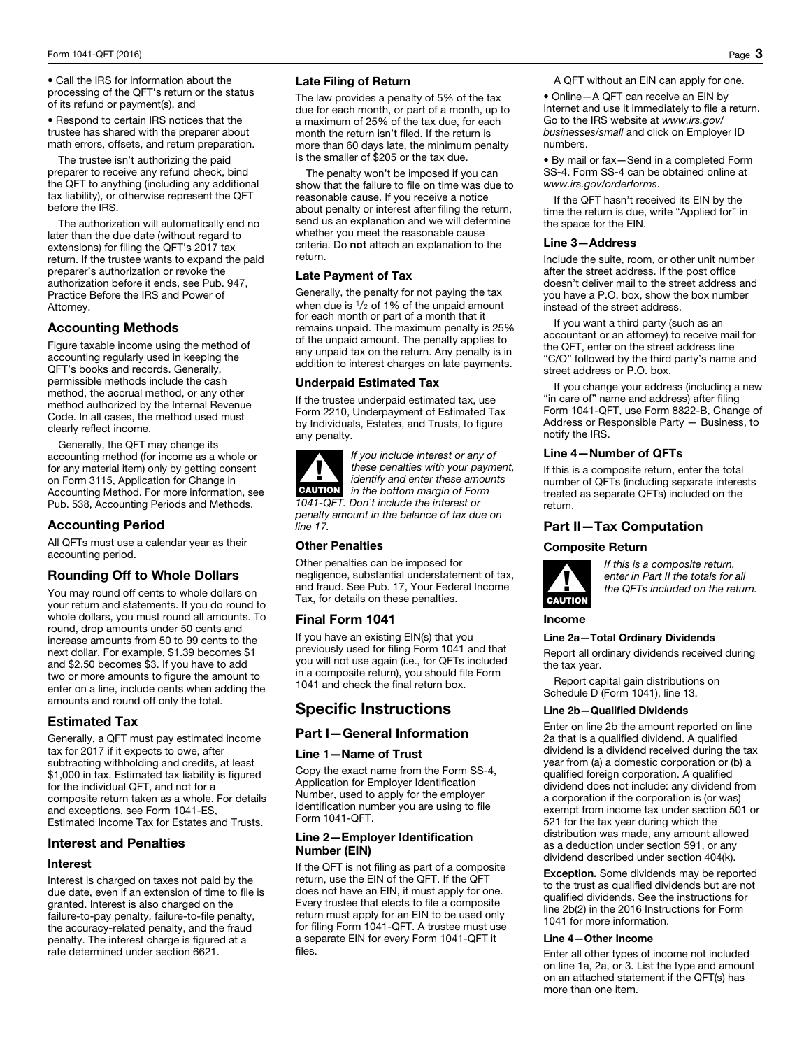- Call the IRS for information about the processing of the QFT's return or the status of its refund or payment(s), and
- Respond to certain IRS notices that the trustee has shared with the preparer about math errors, offsets, and return preparation.

The trustee isn't authorizing the paid preparer to receive any refund check, bind the QFT to anything (including any additional tax liability), or otherwise represent the QFT before the IRS.

The authorization will automatically end no later than the due date (without regard to extensions) for filing the QFT's 2017 tax return. If the trustee wants to expand the paid preparer's authorization or revoke the authorization before it ends, see Pub. 947, Practice Before the IRS and Power of Attorney.

## Accounting Methods

Figure taxable income using the method of accounting regularly used in keeping the QFT's books and records. Generally, permissible methods include the cash method, the accrual method, or any other method authorized by the Internal Revenue Code. In all cases, the method used must clearly reflect income.

Generally, the QFT may change its accounting method (for income as a whole or for any material item) only by getting consent on Form 3115, Application for Change in Accounting Method. For more information, see Pub. 538, Accounting Periods and Methods.

## Accounting Period

All QFTs must use a calendar year as their accounting period.

## Rounding Off to Whole Dollars

You may round off cents to whole dollars on your return and statements. If you do round to whole dollars, you must round all amounts. To round, drop amounts under 50 cents and increase amounts from 50 to 99 cents to the next dollar. For example, $1.39 becomes $1 and $2.50 becomes $3. If you have to add two or more amounts to figure the amount to enter on a line, include cents when adding the amounts and round off only the total.

## Estimated Tax

Generally, a QFT must pay estimated income tax for 2017 if it expects to owe, after subtracting withholding and credits, at least $1,000 in tax. Estimated tax liability is figured for the individual QFT, and not for a composite return taken as a whole. For details and exceptions, see Form 1041-ES, Estimated Income Tax for Estates and Trusts.

## Interest and Penalties

### Interest

Interest is charged on taxes not paid by the due date, even if an extension of time to file is granted. Interest is also charged on the failure-to-pay penalty, failure-to-file penalty, the accuracy-related penalty, and the fraud penalty. The interest charge is figured at a rate determined under section 6621.

### Late Filing of Return

The law provides a penalty of 5% of the tax due for each month, or part of a month, up to a maximum of 25% of the tax due, for each month the return isn't filed. If the return is more than 60 days late, the minimum penalty is the smaller of $205 or the tax due.

The penalty won't be imposed if you can show that the failure to file on time was due to reasonable cause. If you receive a notice about penalty or interest after filing the return, send us an explanation and we will determine whether you meet the reasonable cause criteria. Do **not** attach an explanation to the return.

### Late Payment of Tax

Generally, the penalty for not paying the tax when due is $1/2$ of 1% of the unpaid amount for each month or part of a month that it remains unpaid. The maximum penalty is 25% of the unpaid amount. The penalty applies to any unpaid tax on the return. Any penalty is in addition to interest charges on late payments.

### Underpaid Estimated Tax

If the trustee underpaid estimated tax, use Form 2210, Underpayment of Estimated Tax by Individuals, Estates, and Trusts, to figure any penalty.

**CAUTION** *If you include interest or any of these penalties with your payment, identify and enter these amounts in the bottom margin of Form 1041-QFT. Don't include the interest or penalty amount in the balance of tax due on line 17.*

### Other Penalties

Other penalties can be imposed for negligence, substantial understatement of tax, and fraud. See Pub. 17, Your Federal Income Tax, for details on these penalties.

## Final Form 1041

If you have an existing EIN(s) that you previously used for filing Form 1041 and that you will not use again (i.e., for QFTs included in a composite return), you should file Form 1041 and check the final return box.

# Specific Instructions

## Part I—General Information

### Line 1—Name of Trust

Copy the exact name from the Form SS-4, Application for Employer Identification Number, used to apply for the employer identification number you are using to file Form 1041-QFT.

### Line 2—Employer Identification Number (EIN)

If the QFT is not filing as part of a composite return, use the EIN of the QFT. If the QFT does not have an EIN, it must apply for one. Every trustee that elects to file a composite return must apply for an EIN to be used only for filing Form 1041-QFT. A trustee must use a separate EIN for every Form 1041-QFT it files.

A QFT without an EIN can apply for one.

- Online—A QFT can receive an EIN by Internet and use it immediately to file a return. Go to the IRS website at *www.irs.gov/businesses/small* and click on Employer ID numbers.
- By mail or fax—Send in a completed Form SS-4. Form SS-4 can be obtained online at *www.irs.gov/orderforms*.

If the QFT hasn't received its EIN by the time the return is due, write "Applied for" in the space for the EIN.

### Line 3—Address

Include the suite, room, or other unit number after the street address. If the post office doesn't deliver mail to the street address and you have a P.O. box, show the box number instead of the street address.

If you want a third party (such as an accountant or an attorney) to receive mail for the QFT, enter on the street address line "C/O" followed by the third party's name and street address or P.O. box.

If you change your address (including a new "in care of" name and address) after filing Form 1041-QFT, use Form 8822-B, Change of Address or Responsible Party — Business, to notify the IRS.

### Line 4—Number of QFTs

If this is a composite return, enter the total number of QFTs (including separate interests treated as separate QFTs) included on the return.

## Part II—Tax Computation

### Composite Return

**CAUTION** *If this is a composite return, enter in Part II the totals for all the QFTs included on the return.*

### Income

#### Line 2a—Total Ordinary Dividends

Report all ordinary dividends received during the tax year.

Report capital gain distributions on Schedule D (Form 1041), line 13.

#### Line 2b—Qualified Dividends

Enter on line 2b the amount reported on line 2a that is a qualified dividend. A qualified dividend is a dividend received during the tax year from (a) a domestic corporation or (b) a qualified foreign corporation. A qualified dividend does not include: any dividend from a corporation if the corporation is (or was) exempt from income tax under section 501 or 521 for the tax year during which the distribution was made, any amount allowed as a deduction under section 591, or any dividend described under section 404(k).

**Exception.** Some dividends may be reported to the trust as qualified dividends but are not qualified dividends. See the instructions for line 2b(2) in the 2016 Instructions for Form 1041 for more information.

#### Line 4—Other Income

Enter all other types of income not included on line 1a, 2a, or 3. List the type and amount on an attached statement if the QFT(s) has more than one item.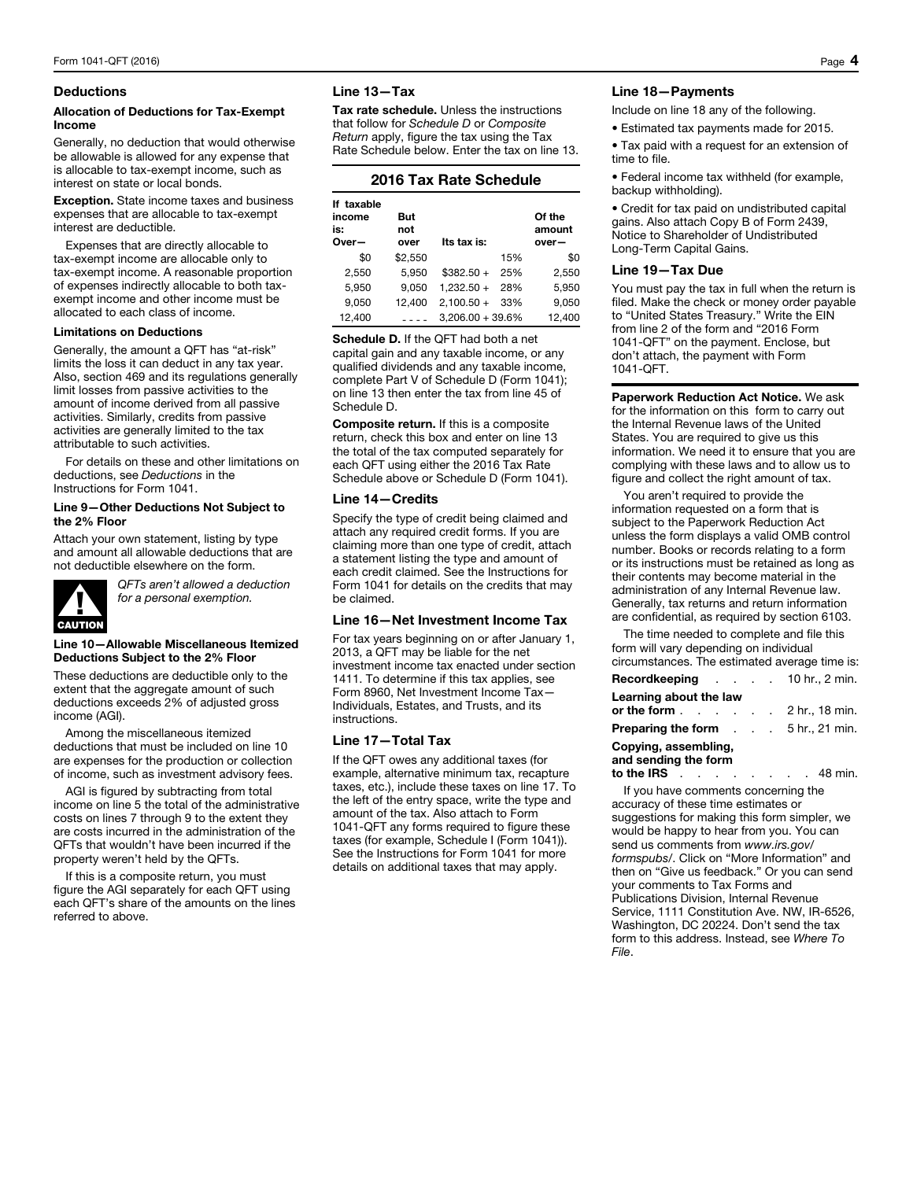### Deductions

#### Allocation of Deductions for Tax-Exempt Income

Generally, no deduction that would otherwise be allowable is allowed for any expense that is allocable to tax-exempt income, such as interest on state or local bonds.

**Exception.** State income taxes and business expenses that are allocable to tax-exempt interest are deductible.

Expenses that are directly allocable to tax-exempt income are allocable only to tax-exempt income. A reasonable proportion of expenses indirectly allocable to both tax-exempt income and other income must be allocated to each class of income.

#### Limitations on Deductions

Generally, the amount a QFT has "at-risk" limits the loss it can deduct in any tax year. Also, section 469 and its regulations generally limit losses from passive activities to the amount of income derived from all passive activities. Similarly, credits from passive activities are generally limited to the tax attributable to such activities.

For details on these and other limitations on deductions, see *Deductions* in the Instructions for Form 1041.

#### Line 9—Other Deductions Not Subject to the 2% Floor

Attach your own statement, listing by type and amount all allowable deductions that are not deductible elsewhere on the form.

**CAUTION** *QFTs aren't allowed a deduction for a personal exemption.*

#### Line 10—Allowable Miscellaneous Itemized Deductions Subject to the 2% Floor

These deductions are deductible only to the extent that the aggregate amount of such deductions exceeds 2% of adjusted gross income (AGI).

Among the miscellaneous itemized deductions that must be included on line 10 are expenses for the production or collection of income, such as investment advisory fees.

AGI is figured by subtracting from total income on line 5 the total of the administrative costs on lines 7 through 9 to the extent they are costs incurred in the administration of the QFTs that wouldn't have been incurred if the property weren't held by the QFTs.

If this is a composite return, you must figure the AGI separately for each QFT using each QFT's share of the amounts on the lines referred to above.

### Line 13—Tax

**Tax rate schedule.** Unless the instructions that follow for *Schedule D* or *Composite Return* apply, figure the tax using the Tax Rate Schedule below. Enter the tax on line 13.

**2016 Tax Rate Schedule**

| If taxable income is: Over— | But not over | Its tax is: | | Of the amount over— |
|---|---|---|---|---|
| $0 | $2,550 | | 15% | $0 |
| 2,550 | 5,950 | $382.50 + | 25% | 2,550 |
| 5,950 | 9,050 | 1,232.50 + | 28% | 5,950 |
| 9,050 | 12,400 | 2,100.50 + | 33% | 9,050 |
| 12,400 | - - - - | 3,206.00 + | 39.6% | 12,400 |

**Schedule D.** If the QFT had both a net capital gain and any taxable income, or any qualified dividends and any taxable income, complete Part V of Schedule D (Form 1041); on line 13 then enter the tax from line 45 of Schedule D.

**Composite return.** If this is a composite return, check this box and enter on line 13 the total of the tax computed separately for each QFT using either the 2016 Tax Rate Schedule above or Schedule D (Form 1041).

### Line 14—Credits

Specify the type of credit being claimed and attach any required credit forms. If you are claiming more than one type of credit, attach a statement listing the type and amount of each credit claimed. See the Instructions for Form 1041 for details on the credits that may be claimed.

### Line 16—Net Investment Income Tax

For tax years beginning on or after January 1, 2013, a QFT may be liable for the net investment income tax enacted under section 1411. To determine if this tax applies, see Form 8960, Net Investment Income Tax—Individuals, Estates, and Trusts, and its instructions.

### Line 17—Total Tax

If the QFT owes any additional taxes (for example, alternative minimum tax, recapture taxes, etc.), include these taxes on line 17. To the left of the entry space, write the type and amount of the tax. Also attach to Form 1041-QFT any forms required to figure these taxes (for example, Schedule I (Form 1041)). See the Instructions for Form 1041 for more details on additional taxes that may apply.

### Line 18—Payments

Include on line 18 any of the following.

- Estimated tax payments made for 2015.
- Tax paid with a request for an extension of time to file.
- Federal income tax withheld (for example, backup withholding).
- Credit for tax paid on undistributed capital gains. Also attach Copy B of Form 2439, Notice to Shareholder of Undistributed Long-Term Capital Gains.

### Line 19—Tax Due

You must pay the tax in full when the return is filed. Make the check or money order payable to "United States Treasury." Write the EIN from line 2 of the form and "2016 Form 1041-QFT" on the payment. Enclose, but don't attach, the payment with Form 1041-QFT.

**Paperwork Reduction Act Notice.** We ask for the information on this form to carry out the Internal Revenue laws of the United States. You are required to give us this information. We need it to ensure that you are complying with these laws and to allow us to figure and collect the right amount of tax.

You aren't required to provide the information requested on a form that is subject to the Paperwork Reduction Act unless the form displays a valid OMB control number. Books or records relating to a form or its instructions must be retained as long as their contents may become material in the administration of any Internal Revenue law. Generally, tax returns and return information are confidential, as required by section 6103.

The time needed to complete and file this form will vary depending on individual circumstances. The estimated average time is:

**Recordkeeping** . . . . . 10 hr., 2 min.

**Learning about the law or the form** . . . . . . . 2 hr., 18 min.

**Preparing the form** . . . 5 hr., 21 min.

**Copying, assembling, and sending the form to the IRS** . . . . . . . . . 48 min.

If you have comments concerning the accuracy of these time estimates or suggestions for making this form simpler, we would be happy to hear from you. You can send us comments from *www.irs.gov/formspubs/*. Click on "More Information" and then on "Give us feedback." Or you can send your comments to Tax Forms and Publications Division, Internal Revenue Service, 1111 Constitution Ave. NW, IR-6526, Washington, DC 20224. Don't send the tax form to this address. Instead, see *Where To File*.